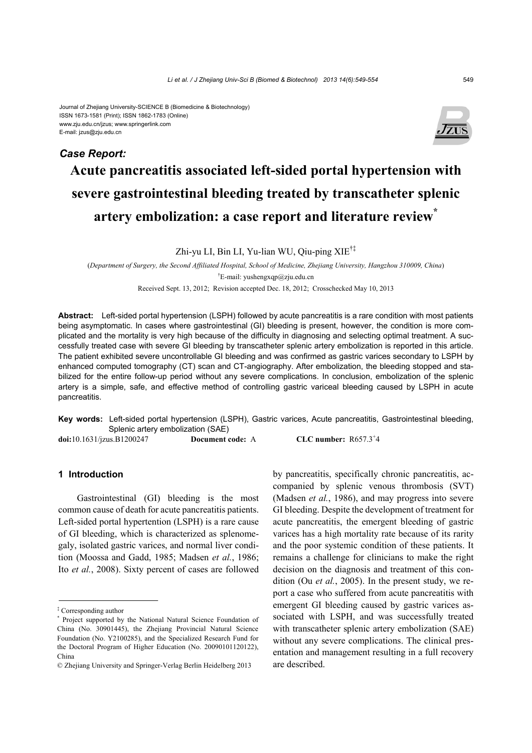Journal of Zhejiang University-SCIENCE B (Biomedicine & Biotechnology)
ISSN 1673-1581 (Print); ISSN 1862-1783 (Online)
www.zju.edu.cn/jzus; www.springerlink.com
E-mail: jzus@zju.edu.cn

***Case Report:***

# Acute pancreatitis associated left-sided portal hypertension with severe gastrointestinal bleeding treated by transcatheter splenic artery embolization: a case report and literature review*

Zhi-yu LI, Bin LI, Yu-lian WU, Qiu-ping XIE[†‡]

(*Department of Surgery, the Second Affiliated Hospital, School of Medicine, Zhejiang University, Hangzhou 310009, China*)

[†]E-mail: yushengxqp@zju.edu.cn

Received Sept. 13, 2012; Revision accepted Dec. 18, 2012; Crosschecked May 10, 2013

**Abstract:** Left-sided portal hypertension (LSPH) followed by acute pancreatitis is a rare condition with most patients being asymptomatic. In cases where gastrointestinal (GI) bleeding is present, however, the condition is more complicated and the mortality is very high because of the difficulty in diagnosing and selecting optimal treatment. A successfully treated case with severe GI bleeding by transcatheter splenic artery embolization is reported in this article. The patient exhibited severe uncontrollable GI bleeding and was confirmed as gastric varices secondary to LSPH by enhanced computed tomography (CT) scan and CT-angiography. After embolization, the bleeding stopped and stabilized for the entire follow-up period without any severe complications. In conclusion, embolization of the splenic artery is a simple, safe, and effective method of controlling gastric variceal bleeding caused by LSPH in acute pancreatitis.

**Key words:** Left-sided portal hypertension (LSPH), Gastric varices, Acute pancreatitis, Gastrointestinal bleeding, Splenic artery embolization (SAE)

**doi:**10.1631/jzus.B1200247 **Document code:** A **CLC number:** R657.3⁺4

## 1 Introduction

Gastrointestinal (GI) bleeding is the most common cause of death for acute pancreatitis patients. Left-sided portal hypertention (LSPH) is a rare cause of GI bleeding, which is characterized as splenomegaly, isolated gastric varices, and normal liver condition (Moossa and Gadd, 1985; Madsen *et al.*, 1986; Ito *et al.*, 2008). Sixty percent of cases are followed by pancreatitis, specifically chronic pancreatitis, accompanied by splenic venous thrombosis (SVT) (Madsen *et al.*, 1986), and may progress into severe GI bleeding. Despite the development of treatment for acute pancreatitis, the emergent bleeding of gastric varices has a high mortality rate because of its rarity and the poor systemic condition of these patients. It remains a challenge for clinicians to make the right decision on the diagnosis and treatment of this condition (Ou *et al.*, 2005). In the present study, we report a case who suffered from acute pancreatitis with emergent GI bleeding caused by gastric varices associated with LSPH, and was successfully treated with transcatheter splenic artery embolization (SAE) without any severe complications. The clinical presentation and management resulting in a full recovery are described.

---

[‡] Corresponding author

[*] Project supported by the National Natural Science Foundation of China (No. 30901445), the Zhejiang Provincial Natural Science Foundation (No. Y2100285), and the Specialized Research Fund for the Doctoral Program of Higher Education (No. 20090101120122), China

© Zhejiang University and Springer-Verlag Berlin Heidelberg 2013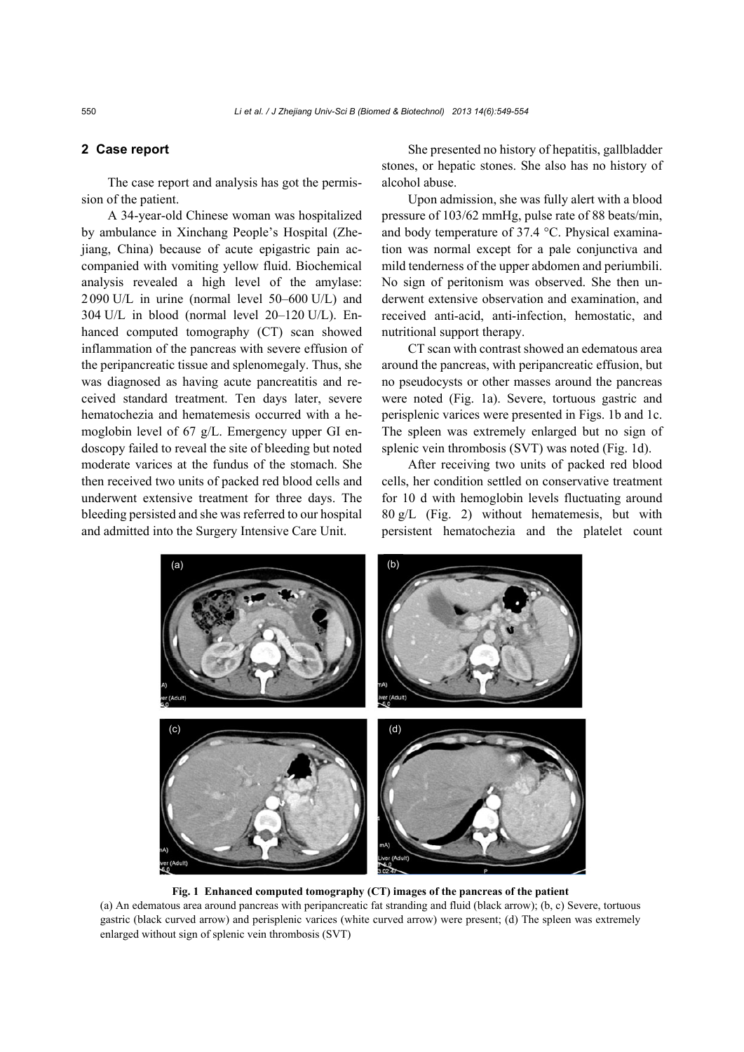## 2 Case report

The case report and analysis has got the permission of the patient.

A 34-year-old Chinese woman was hospitalized by ambulance in Xinchang People's Hospital (Zhejiang, China) because of acute epigastric pain accompanied with vomiting yellow fluid. Biochemical analysis revealed a high level of the amylase: 2 090 U/L in urine (normal level 50–600 U/L) and 304 U/L in blood (normal level 20–120 U/L). Enhanced computed tomography (CT) scan showed inflammation of the pancreas with severe effusion of the peripancreatic tissue and splenomegaly. Thus, she was diagnosed as having acute pancreatitis and received standard treatment. Ten days later, severe hematochezia and hematemesis occurred with a hemoglobin level of 67 g/L. Emergency upper GI endoscopy failed to reveal the site of bleeding but noted moderate varices at the fundus of the stomach. She then received two units of packed red blood cells and underwent extensive treatment for three days. The bleeding persisted and she was referred to our hospital and admitted into the Surgery Intensive Care Unit.

She presented no history of hepatitis, gallbladder stones, or hepatic stones. She also has no history of alcohol abuse.

Upon admission, she was fully alert with a blood pressure of 103/62 mmHg, pulse rate of 88 beats/min, and body temperature of 37.4 °C. Physical examination was normal except for a pale conjunctiva and mild tenderness of the upper abdomen and periumbili. No sign of peritonism was observed. She then underwent extensive observation and examination, and received anti-acid, anti-infection, hemostatic, and nutritional support therapy.

CT scan with contrast showed an edematous area around the pancreas, with peripancreatic effusion, but no pseudocysts or other masses around the pancreas were noted (Fig. 1a). Severe, tortuous gastric and perisplenic varices were presented in Figs. 1b and 1c. The spleen was extremely enlarged but no sign of splenic vein thrombosis (SVT) was noted (Fig. 1d).

After receiving two units of packed red blood cells, her condition settled on conservative treatment for 10 d with hemoglobin levels fluctuating around 80 g/L (Fig. 2) without hematemesis, but with persistent hematochezia and the platelet count

**Fig. 1 Enhanced computed tomography (CT) images of the pancreas of the patient**

(a) An edematous area around pancreas with peripancreatic fat stranding and fluid (black arrow); (b, c) Severe, tortuous gastric (black curved arrow) and perisplenic varices (white curved arrow) were present; (d) The spleen was extremely enlarged without sign of splenic vein thrombosis (SVT)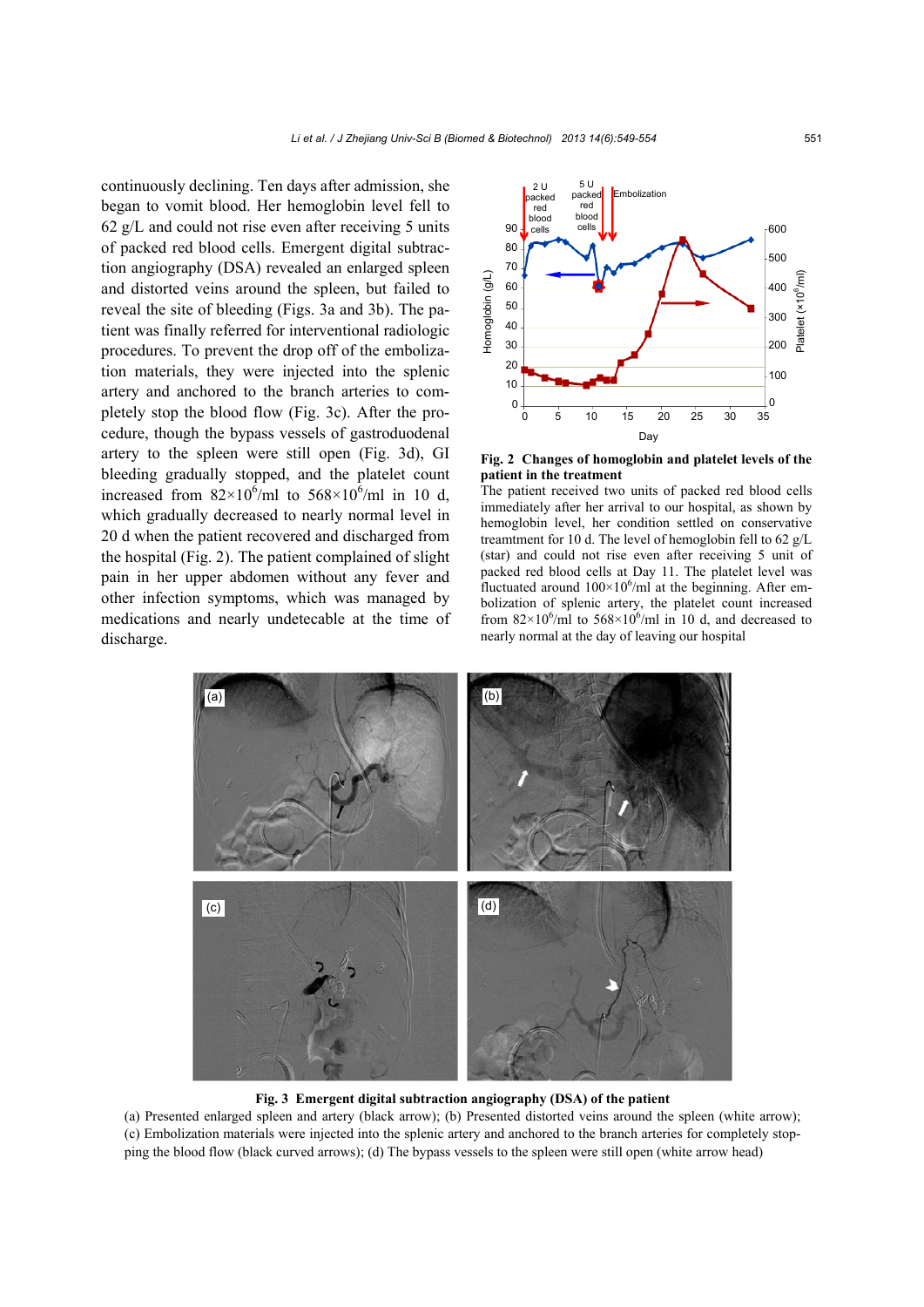continuously declining. Ten days after admission, she began to vomit blood. Her hemoglobin level fell to 62 g/L and could not rise even after receiving 5 units of packed red blood cells. Emergent digital subtraction angiography (DSA) revealed an enlarged spleen and distorted veins around the spleen, but failed to reveal the site of bleeding (Figs. 3a and 3b). The patient was finally referred for interventional radiologic procedures. To prevent the drop off of the embolization materials, they were injected into the splenic artery and anchored to the branch arteries to completely stop the blood flow (Fig. 3c). After the procedure, though the bypass vessels of gastroduodenal artery to the spleen were still open (Fig. 3d), GI bleeding gradually stopped, and the platelet count increased from $82\times10^6$/ml to $568\times10^6$/ml in 10 d, which gradually decreased to nearly normal level in 20 d when the patient recovered and discharged from the hospital (Fig. 2). The patient complained of slight pain in her upper abdomen without any fever and other infection symptoms, which was managed by medications and nearly undetectable at the time of discharge.

**Fig. 2 Changes of homoglobin and platelet levels of the patient in the treatment**

The patient received two units of packed red blood cells immediately after her arrival to our hospital, as shown by hemoglobin level, her condition settled on conservative treamtment for 10 d. The level of hemoglobin fell to 62 g/L (star) and could not rise even after receiving 5 unit of packed red blood cells at Day 11. The platelet level was fluctuated around $100\times10^6$/ml at the beginning. After embolization of splenic artery, the platelet count increased from $82\times10^6$/ml to $568\times10^6$/ml in 10 d, and decreased to nearly normal at the day of leaving our hospital

**Fig. 3 Emergent digital subtraction angiography (DSA) of the patient**

(a) Presented enlarged spleen and artery (black arrow); (b) Presented distorted veins around the spleen (white arrow); (c) Embolization materials were injected into the splenic artery and anchored to the branch arteries for completely stopping the blood flow (black curved arrows); (d) The bypass vessels to the spleen were still open (white arrow head)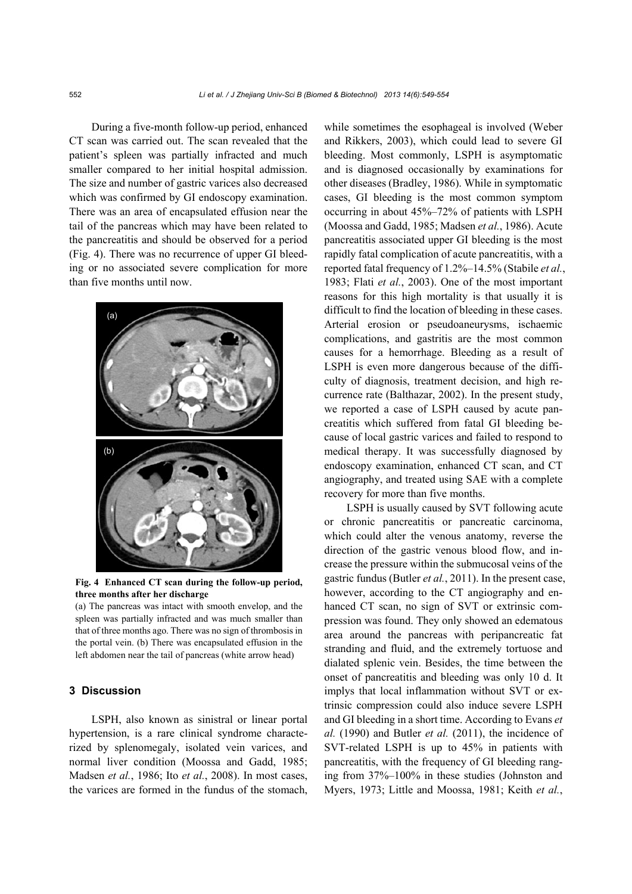During a five-month follow-up period, enhanced CT scan was carried out. The scan revealed that the patient's spleen was partially infracted and much smaller compared to her initial hospital admission. The size and number of gastric varices also decreased which was confirmed by GI endoscopy examination. There was an area of encapsulated effusion near the tail of the pancreas which may have been related to the pancreatitis and should be observed for a period (Fig. 4). There was no recurrence of upper GI bleeding or no associated severe complication for more than five months until now.

**Fig. 4 Enhanced CT scan during the follow-up period, three months after her discharge**

(a) The pancreas was intact with smooth envelop, and the spleen was partially infracted and was much smaller than that of three months ago. There was no sign of thrombosis in the portal vein. (b) There was encapsulated effusion in the left abdomen near the tail of pancreas (white arrow head)

## 3 Discussion

LSPH, also known as sinistral or linear portal hypertension, is a rare clinical syndrome characterized by splenomegaly, isolated vein varices, and normal liver condition (Moossa and Gadd, 1985; Madsen *et al.*, 1986; Ito *et al.*, 2008). In most cases, the varices are formed in the fundus of the stomach, while sometimes the esophageal is involved (Weber and Rikkers, 2003), which could lead to severe GI bleeding. Most commonly, LSPH is asymptomatic and is diagnosed occasionally by examinations for other diseases (Bradley, 1986). While in symptomatic cases, GI bleeding is the most common symptom occurring in about 45%–72% of patients with LSPH (Moossa and Gadd, 1985; Madsen *et al.*, 1986). Acute pancreatitis associated upper GI bleeding is the most rapidly fatal complication of acute pancreatitis, with a reported fatal frequency of 1.2%–14.5% (Stabile *et al.*, 1983; Flati *et al.*, 2003). One of the most important reasons for this high mortality is that usually it is difficult to find the location of bleeding in these cases. Arterial erosion or pseudoaneurysms, ischaemic complications, and gastritis are the most common causes for a hemorrhage. Bleeding as a result of LSPH is even more dangerous because of the difficulty of diagnosis, treatment decision, and high recurrence rate (Balthazar, 2002). In the present study, we reported a case of LSPH caused by acute pancreatitis which suffered from fatal GI bleeding because of local gastric varices and failed to respond to medical therapy. It was successfully diagnosed by endoscopy examination, enhanced CT scan, and CT angiography, and treated using SAE with a complete recovery for more than five months.

LSPH is usually caused by SVT following acute or chronic pancreatitis or pancreatic carcinoma, which could alter the venous anatomy, reverse the direction of the gastric venous blood flow, and increase the pressure within the submucosal veins of the gastric fundus (Butler *et al.*, 2011). In the present case, however, according to the CT angiography and enhanced CT scan, no sign of SVT or extrinsic compression was found. They only showed an edematous area around the pancreas with peripancreatic fat stranding and fluid, and the extremely tortuose and dilated splenic vein. Besides, the time between the onset of pancreatitis and bleeding was only 10 d. It implys that local inflammation without SVT or extrinsic compression could also induce severe LSPH and GI bleeding in a short time. According to Evans *et al.* (1990) and Butler *et al.* (2011), the incidence of SVT-related LSPH is up to 45% in patients with pancreatitis, with the frequency of GI bleeding ranging from 37%–100% in these studies (Johnston and Myers, 1973; Little and Moossa, 1981; Keith *et al.*,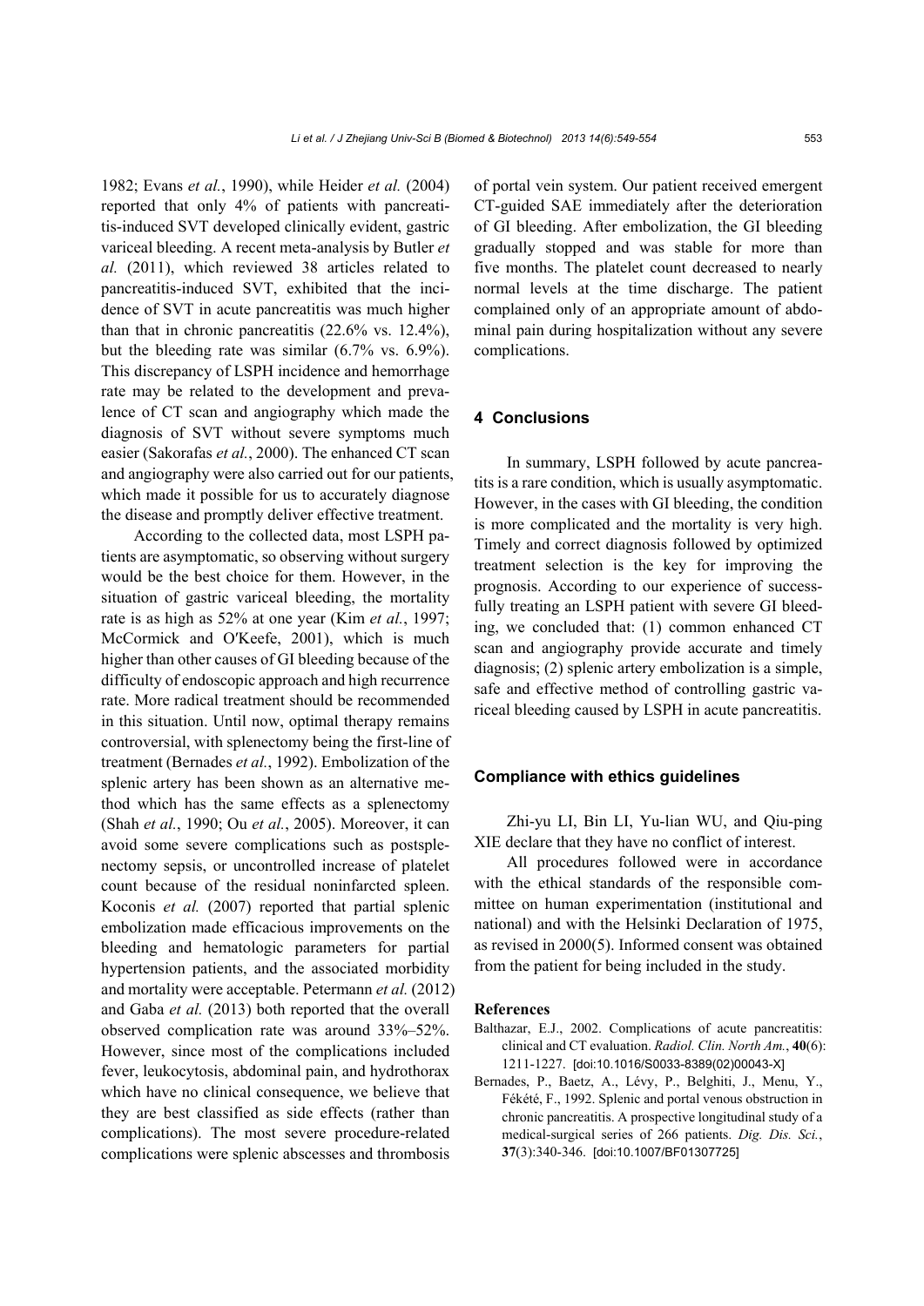1982; Evans *et al.*, 1990), while Heider *et al.* (2004) reported that only 4% of patients with pancreatitis-induced SVT developed clinically evident, gastric variceal bleeding. A recent meta-analysis by Butler *et al.* (2011), which reviewed 38 articles related to pancreatitis-induced SVT, exhibited that the incidence of SVT in acute pancreatitis was much higher than that in chronic pancreatitis (22.6% vs. 12.4%), but the bleeding rate was similar (6.7% vs. 6.9%). This discrepancy of LSPH incidence and hemorrhage rate may be related to the development and prevalence of CT scan and angiography which made the diagnosis of SVT without severe symptoms much easier (Sakorafas *et al.*, 2000). The enhanced CT scan and angiography were also carried out for our patients, which made it possible for us to accurately diagnose the disease and promptly deliver effective treatment.

According to the collected data, most LSPH patients are asymptomatic, so observing without surgery would be the best choice for them. However, in the situation of gastric variceal bleeding, the mortality rate is as high as 52% at one year (Kim *et al.*, 1997; McCormick and O′Keefe, 2001), which is much higher than other causes of GI bleeding because of the difficulty of endoscopic approach and high recurrence rate. More radical treatment should be recommended in this situation. Until now, optimal therapy remains controversial, with splenectomy being the first-line of treatment (Bernades *et al.*, 1992). Embolization of the splenic artery has been shown as an alternative method which has the same effects as a splenectomy (Shah *et al.*, 1990; Ou *et al.*, 2005). Moreover, it can avoid some severe complications such as postsplenectomy sepsis, or uncontrolled increase of platelet count because of the residual noninfarcted spleen. Koconis *et al.* (2007) reported that partial splenic embolization made efficacious improvements on the bleeding and hematologic parameters for partial hypertension patients, and the associated morbidity and mortality were acceptable. Petermann *et al.* (2012) and Gaba *et al.* (2013) both reported that the overall observed complication rate was around 33%–52%. However, since most of the complications included fever, leukocytosis, abdominal pain, and hydrothorax which have no clinical consequence, we believe that they are best classified as side effects (rather than complications). The most severe procedure-related complications were splenic abscesses and thrombosis of portal vein system. Our patient received emergent CT-guided SAE immediately after the deterioration of GI bleeding. After embolization, the GI bleeding gradually stopped and was stable for more than five months. The platelet count decreased to nearly normal levels at the time discharge. The patient complained only of an appropriate amount of abdominal pain during hospitalization without any severe complications.

## 4 Conclusions

In summary, LSPH followed by acute pancreatitis is a rare condition, which is usually asymptomatic. However, in the cases with GI bleeding, the condition is more complicated and the mortality is very high. Timely and correct diagnosis followed by optimized treatment selection is the key for improving the prognosis. According to our experience of successfully treating an LSPH patient with severe GI bleeding, we concluded that: (1) common enhanced CT scan and angiography provide accurate and timely diagnosis; (2) splenic artery embolization is a simple, safe and effective method of controlling gastric variceal bleeding caused by LSPH in acute pancreatitis.

## Compliance with ethics guidelines

Zhi-yu LI, Bin LI, Yu-lian WU, and Qiu-ping XIE declare that they have no conflict of interest.

All procedures followed were in accordance with the ethical standards of the responsible committee on human experimentation (institutional and national) and with the Helsinki Declaration of 1975, as revised in 2000(5). Informed consent was obtained from the patient for being included in the study.

## References

Balthazar, E.J., 2002. Complications of acute pancreatitis: clinical and CT evaluation. *Radiol. Clin. North Am.*, **40**(6): 1211-1227. [doi:10.1016/S0033-8389(02)00043-X]

Bernades, P., Baetz, A., Lévy, P., Belghiti, J., Menu, Y., Fékété, F., 1992. Splenic and portal venous obstruction in chronic pancreatitis. A prospective longitudinal study of a medical-surgical series of 266 patients. *Dig. Dis. Sci.*, **37**(3):340-346. [doi:10.1007/BF01307725]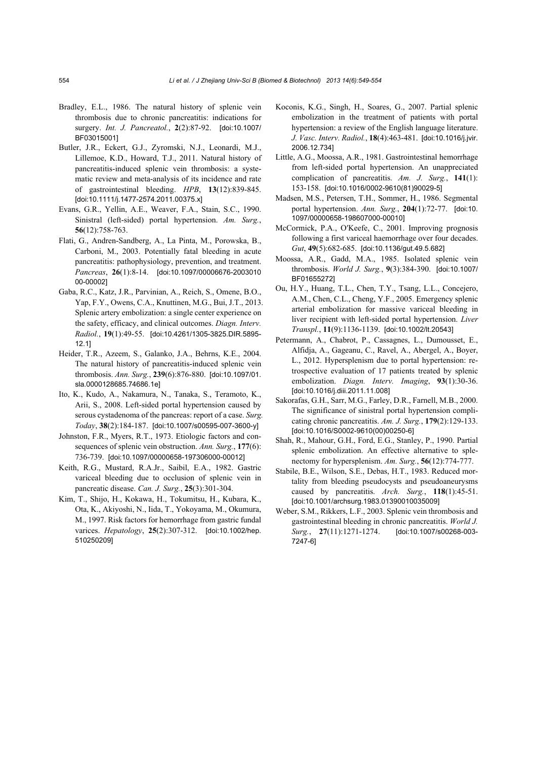Bradley, E.L., 1986. The natural history of splenic vein thrombosis due to chronic pancreatitis: indications for surgery. *Int. J. Pancreatol.*, **2**(2):87-92. [doi:10.1007/BF03015001]

Butler, J.R., Eckert, G.J., Zyromski, N.J., Leonardi, M.J., Lillemoe, K.D., Howard, T.J., 2011. Natural history of pancreatitis-induced splenic vein thrombosis: a systematic review and meta-analysis of its incidence and rate of gastrointestinal bleeding. *HPB*, **13**(12):839-845. [doi:10.1111/j.1477-2574.2011.00375.x]

Evans, G.R., Yellin, A.E., Weaver, F.A., Stain, S.C., 1990. Sinistral (left-sided) portal hypertension. *Am. Surg.*, **56**(12):758-763.

Flati, G., Andren-Sandberg, A., La Pinta, M., Porowska, B., Carboni, M., 2003. Potentially fatal bleeding in acute pancreatitis: pathophysiology, prevention, and treatment. *Pancreas*, **26**(1):8-14. [doi:10.1097/00006676-200301000-00002]

Gaba, R.C., Katz, J.R., Parvinian, A., Reich, S., Omene, B.O., Yap, F.Y., Owens, C.A., Knuttinen, M.G., Bui, J.T., 2013. Splenic artery embolization: a single center experience on the safety, efficacy, and clinical outcomes. *Diagn. Interv. Radiol.*, **19**(1):49-55. [doi:10.4261/1305-3825.DIR.5895-12.1]

Heider, T.R., Azeem, S., Galanko, J.A., Behrns, K.E., 2004. The natural history of pancreatitis-induced splenic vein thrombosis. *Ann. Surg.*, **239**(6):876-880. [doi:10.1097/01.sla.0000128685.74686.1e]

Ito, K., Kudo, A., Nakamura, N., Tanaka, S., Teramoto, K., Arii, S., 2008. Left-sided portal hypertension caused by serous cystadenoma of the pancreas: report of a case. *Surg. Today*, **38**(2):184-187. [doi:10.1007/s00595-007-3600-y]

Johnston, F.R., Myers, R.T., 1973. Etiologic factors and consequences of splenic vein obstruction. *Ann. Surg.*, **177**(6):736-739. [doi:10.1097/00000658-197306000-00012]

Keith, R.G., Mustard, R.A.Jr., Saibil, E.A., 1982. Gastric variceal bleeding due to occlusion of splenic vein in pancreatic disease. *Can. J. Surg.*, **25**(3):301-304.

Kim, T., Shijo, H., Kokawa, H., Tokumitsu, H., Kubara, K., Ota, K., Akiyoshi, N., Iida, T., Yokoyama, M., Okumura, M., 1997. Risk factors for hemorrhage from gastric fundal varices. *Hepatology*, **25**(2):307-312. [doi:10.1002/hep.510250209]

Koconis, K.G., Singh, H., Soares, G., 2007. Partial splenic embolization in the treatment of patients with portal hypertension: a review of the English language literature. *J. Vasc. Interv. Radiol.*, **18**(4):463-481. [doi:10.1016/j.jvir.2006.12.734]

Little, A.G., Moossa, A.R., 1981. Gastrointestinal hemorrhage from left-sided portal hypertension. An unappreciated complication of pancreatitis. *Am. J. Surg.*, **141**(1):153-158. [doi:10.1016/0002-9610(81)90029-5]

Madsen, M.S., Petersen, T.H., Sommer, H., 1986. Segmental portal hypertension. *Ann. Surg.*, **204**(1):72-77. [doi:10.1097/00000658-198607000-00010]

McCormick, P.A., O′Keefe, C., 2001. Improving prognosis following a first variceal haemorrhage over four decades. *Gut*, **49**(5):682-685. [doi:10.1136/gut.49.5.682]

Moossa, A.R., Gadd, M.A., 1985. Isolated splenic vein thrombosis. *World J. Surg.*, **9**(3):384-390. [doi:10.1007/BF01655272]

Ou, H.Y., Huang, T.L., Chen, T.Y., Tsang, L.L., Concejero, A.M., Chen, C.L., Cheng, Y.F., 2005. Emergency splenic arterial embolization for massive variceal bleeding in liver recipient with left-sided portal hypertension. *Liver Transpl.*, **11**(9):1136-1139. [doi:10.1002/lt.20543]

Petermann, A., Chabrot, P., Cassagnes, L., Dumousset, E., Alfidja, A., Gageanu, C., Ravel, A., Abergel, A., Boyer, L., 2012. Hypersplenism due to portal hypertension: retrospective evaluation of 17 patients treated by splenic embolization. *Diagn. Interv. Imaging*, **93**(1):30-36. [doi:10.1016/j.diii.2011.11.008]

Sakorafas, G.H., Sarr, M.G., Farley, D.R., Farnell, M.B., 2000. The significance of sinistral portal hypertension complicating chronic pancreatitis. *Am. J. Surg.*, **179**(2):129-133. [doi:10.1016/S0002-9610(00)00250-6]

Shah, R., Mahour, G.H., Ford, E.G., Stanley, P., 1990. Partial splenic embolization. An effective alternative to splenectomy for hypersplenism. *Am. Surg.*, **56**(12):774-777.

Stabile, B.E., Wilson, S.E., Debas, H.T., 1983. Reduced mortality from bleeding pseudocysts and pseudoaneurysms caused by pancreatitis. *Arch. Surg.*, **118**(1):45-51. [doi:10.1001/archsurg.1983.01390010035009]

Weber, S.M., Rikkers, L.F., 2003. Splenic vein thrombosis and gastrointestinal bleeding in chronic pancreatitis. *World J. Surg.*, **27**(11):1271-1274. [doi:10.1007/s00268-003-7247-6]